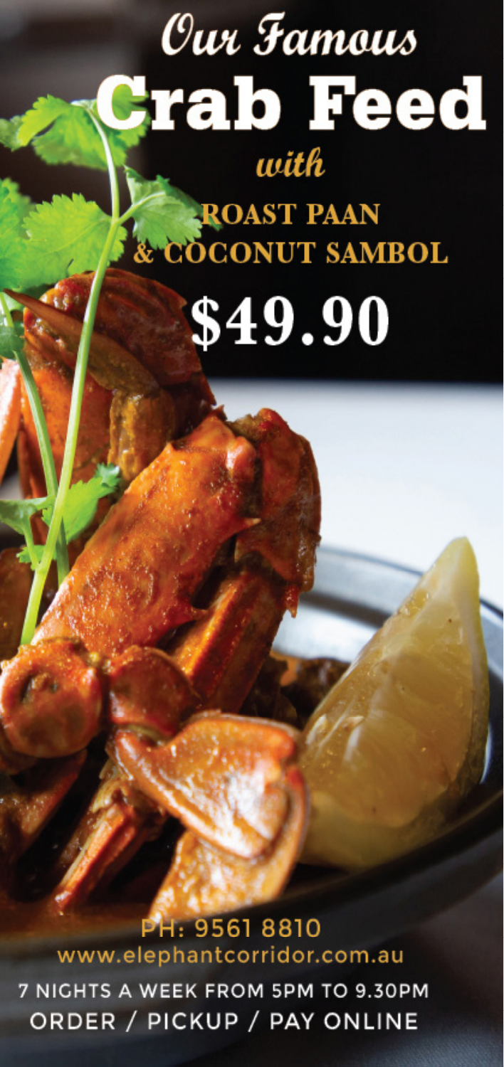# *Our Famous*
# Crab Feed

*with*

## ROAST PAAN & COCONUT SAMBOL

## $49.90

PH: 9561 8810

www.elephantcorridor.com.au

7 NIGHTS A WEEK FROM 5PM TO 9.30PM

ORDER / PICKUP / PAY ONLINE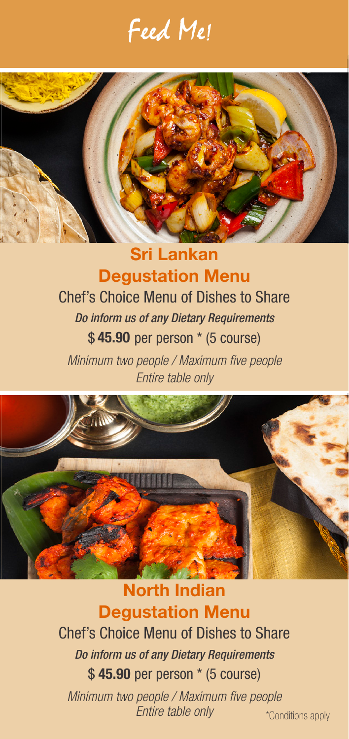# Feed Me!

## Sri Lankan Degustation Menu

Chef's Choice Menu of Dishes to Share

*Do inform us of any Dietary Requirements*

$ **45.90** per person * (5 course)

*Minimum two people / Maximum five people*
*Entire table only*

## North Indian Degustation Menu

Chef's Choice Menu of Dishes to Share

*Do inform us of any Dietary Requirements*

$ **45.90** per person * (5 course)

*Minimum two people / Maximum five people*
*Entire table only*

*Conditions apply